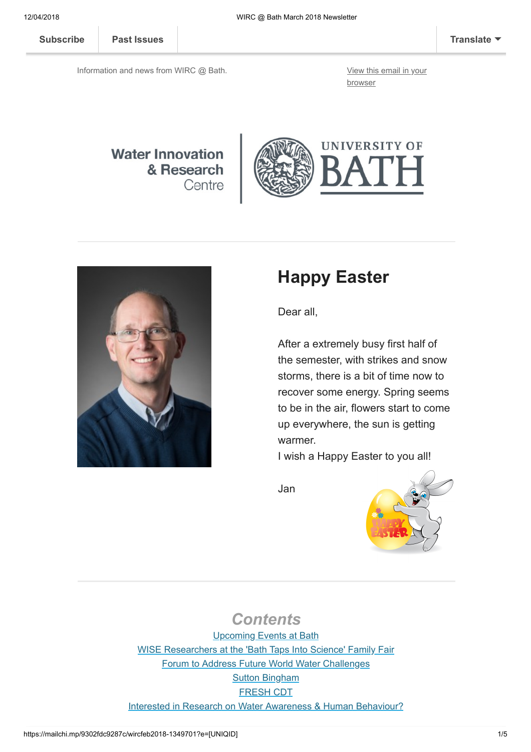Subscribe | Past Issues | Translate

Information and news from WIRC @ Bath.

View this email in your browser

Water Innovation & Research Centre | UNIVERSITY OF BATH

# Happy Easter

Dear all,

After a extremely busy first half of the semester, with strikes and snow storms, there is a bit of time now to recover some energy. Spring seems to be in the air, flowers start to come up everywhere, the sun is getting warmer.
I wish a Happy Easter to you all!

Jan

## *Contents*

Upcoming Events at Bath
WISE Researchers at the 'Bath Taps Into Science' Family Fair
Forum to Address Future World Water Challenges
Sutton Bingham
FRESH CDT
Interested in Research on Water Awareness & Human Behaviour?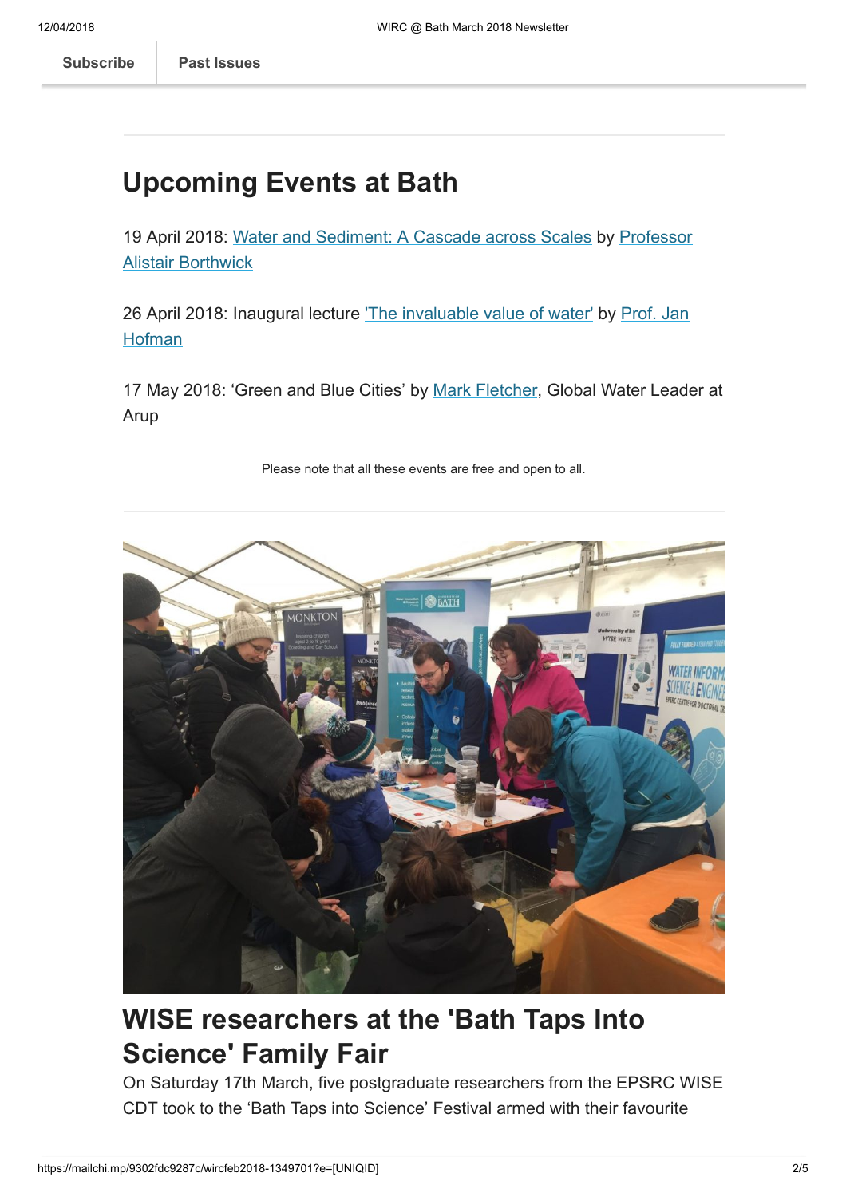Subscribe | Past Issues

## Upcoming Events at Bath

19 April 2018: [Water and Sediment: A Cascade across Scales] by [Professor Alistair Borthwick]

26 April 2018: Inaugural lecture ['The invaluable value of water'] by [Prof. Jan Hofman]

17 May 2018: 'Green and Blue Cities' by [Mark Fletcher], Global Water Leader at Arup

Please note that all these events are free and open to all.

## WISE researchers at the 'Bath Taps Into Science' Family Fair

On Saturday 17th March, five postgraduate researchers from the EPSRC WISE CDT took to the 'Bath Taps into Science' Festival armed with their favourite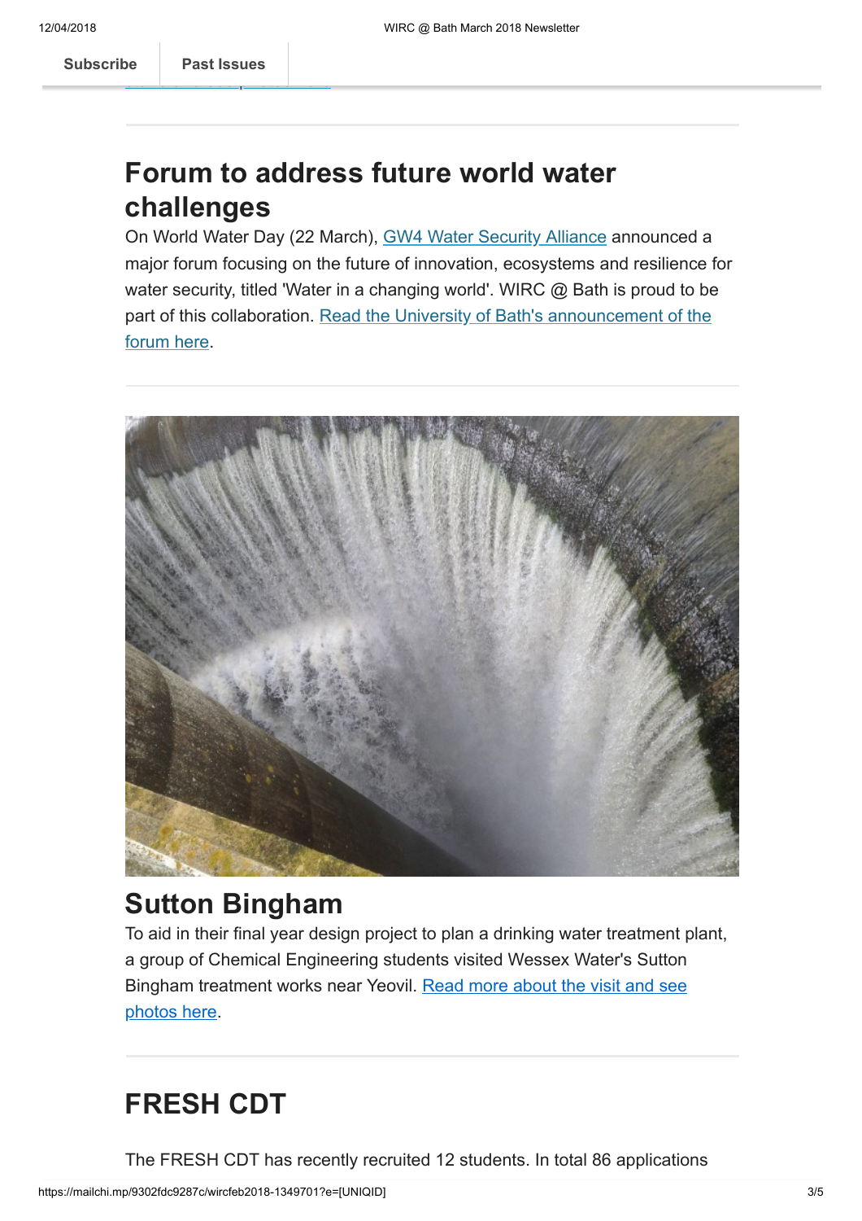## Forum to address future world water challenges

On World Water Day (22 March), GW4 Water Security Alliance announced a major forum focusing on the future of innovation, ecosystems and resilience for water security, titled 'Water in a changing world'. WIRC @ Bath is proud to be part of this collaboration. Read the University of Bath's announcement of the forum here.

---

## Sutton Bingham

To aid in their final year design project to plan a drinking water treatment plant, a group of Chemical Engineering students visited Wessex Water's Sutton Bingham treatment works near Yeovil. Read more about the visit and see photos here.

---

## FRESH CDT

The FRESH CDT has recently recruited 12 students. In total 86 applications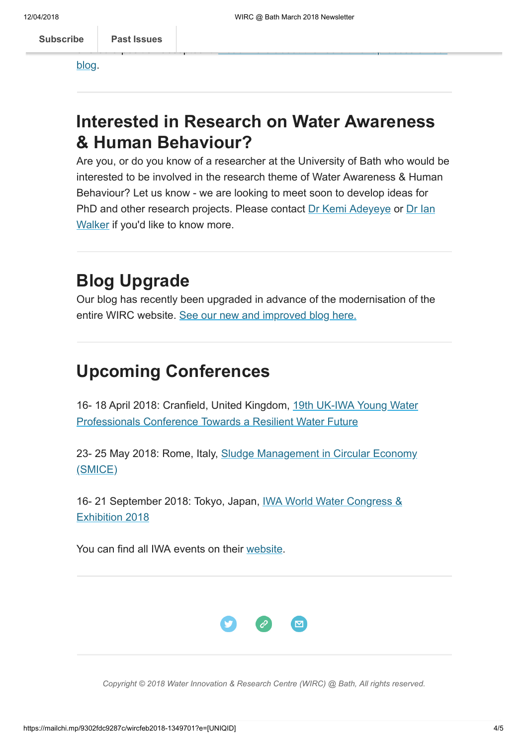blog.

## Interested in Research on Water Awareness & Human Behaviour?

Are you, or do you know of a researcher at the University of Bath who would be interested to be involved in the research theme of Water Awareness & Human Behaviour? Let us know - we are looking to meet soon to develop ideas for PhD and other research projects. Please contact Dr Kemi Adeyeye or Dr Ian Walker if you'd like to know more.

## Blog Upgrade

Our blog has recently been upgraded in advance of the modernisation of the entire WIRC website. See our new and improved blog here.

## Upcoming Conferences

16- 18 April 2018: Cranfield, United Kingdom, 19th UK-IWA Young Water Professionals Conference Towards a Resilient Water Future

23- 25 May 2018: Rome, Italy, Sludge Management in Circular Economy (SMICE)

16- 21 September 2018: Tokyo, Japan, IWA World Water Congress & Exhibition 2018

You can find all IWA events on their website.

*Copyright © 2018 Water Innovation & Research Centre (WIRC) @ Bath, All rights reserved.*